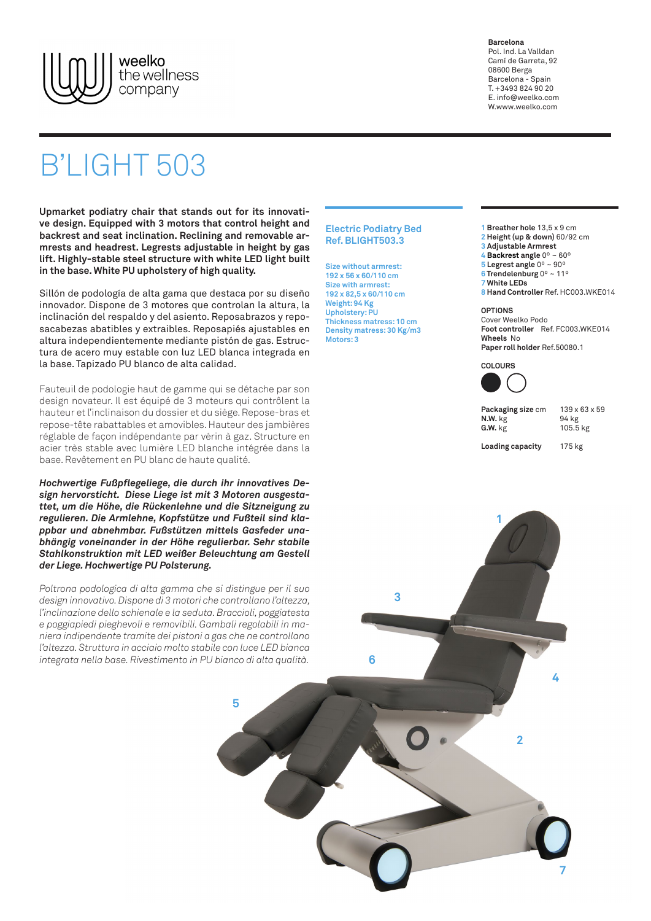weelko the wellness company

**Barcelona**
Pol. Ind. La Valldan
Camí de Garreta, 92
08600 Berga
Barcelona - Spain
T. +3493 824 90 20
E. info@weelko.com
W.www.weelko.com

# B'LIGHT 503

**Upmarket podiatry chair that stands out for its innovative design. Equipped with 3 motors that control height and backrest and seat inclination. Reclining and removable armrests and headrest. Legrests adjustable in height by gas lift. Highly-stable steel structure with white LED light built in the base. White PU upholstery of high quality.**

Sillón de podología de alta gama que destaca por su diseño innovador. Dispone de 3 motores que controlan la altura, la inclinación del respaldo y del asiento. Reposabrazos y reposacabezas abatibles y extraibles. Reposapiés ajustables en altura independientemente mediante pistón de gas. Estructura de acero muy estable con luz LED blanca integrada en la base. Tapizado PU blanco de alta calidad.

Fauteuil de podologie haut de gamme qui se détache par son design novateur. Il est équipé de 3 moteurs qui contrôlent la hauteur et l'inclinaison du dossier et du siège. Repose-bras et repose-tête rabattables et amovibles. Hauteur des jambières réglable de façon indépendante par vérin à gaz. Structure en acier très stable avec lumière LED blanche intégrée dans la base. Revêtement en PU blanc de haute qualité.

***Hochwertige Fußpflegeliege, die durch ihr innovatives Design hervorsticht. Diese Liege ist mit 3 Motoren ausgestattet, um die Höhe, die Rückenlehne und die Sitzneigung zu regulieren. Die Armlehne, Kopfstütze und Fußteil sind klappbar und abnehmbar. Fußstützen mittels Gasfeder unabhängig voneinander in der Höhe regulierbar. Sehr stabile Stahlkonstruktion mit LED weißer Beleuchtung am Gestell der Liege. Hochwertige PU Polsterung.***

*Poltrona podologica di alta gamma che si distingue per il suo design innovativo. Dispone di 3 motori che controllano l'altezza, l'inclinazione dello schienale e la seduta. Braccioli, poggiatesta e poggiapiedi pieghevoli e removibili. Gambali regolabili in maniera indipendente tramite dei pistoni a gas che ne controllano l'altezza. Struttura in acciaio molto stabile con luce LED bianca integrata nella base. Rivestimento in PU bianco di alta qualità.*

## Electric Podiatry Bed
## Ref. BLIGHT503.3

Size without armrest: 192 x 56 x 60/110 cm
Size with armrest: 192 x 82,5 x 60/110 cm
Weight: 94 Kg
Upholstery: PU
Thickness matress: 10 cm
Density matress: 30 Kg/m3
Motors: 3

1 **Breather hole** 13,5 x 9 cm
2 **Height (up & down)** 60/92 cm
3 **Adjustable Armrest**
4 **Backrest angle** 0º ~ 60º
5 **Legrest angle** 0º ~ 90º
6 **Trendelenburg** 0º ~ 11º
7 **White LEDs**
8 **Hand Controller** Ref. HC003.WKE014

**OPTIONS**
Cover Weelko Podo
**Foot controller** Ref. FC003.WKE014
**Wheels** No
**Paper roll holder** Ref.50080.1

**COLOURS**

| | |
|---|---|
| **Packaging size** cm | 139 x 63 x 59 |
| **N.W.** kg | 94 kg |
| **G.W.** kg | 105.5 kg |
| **Loading capacity** | 175 kg |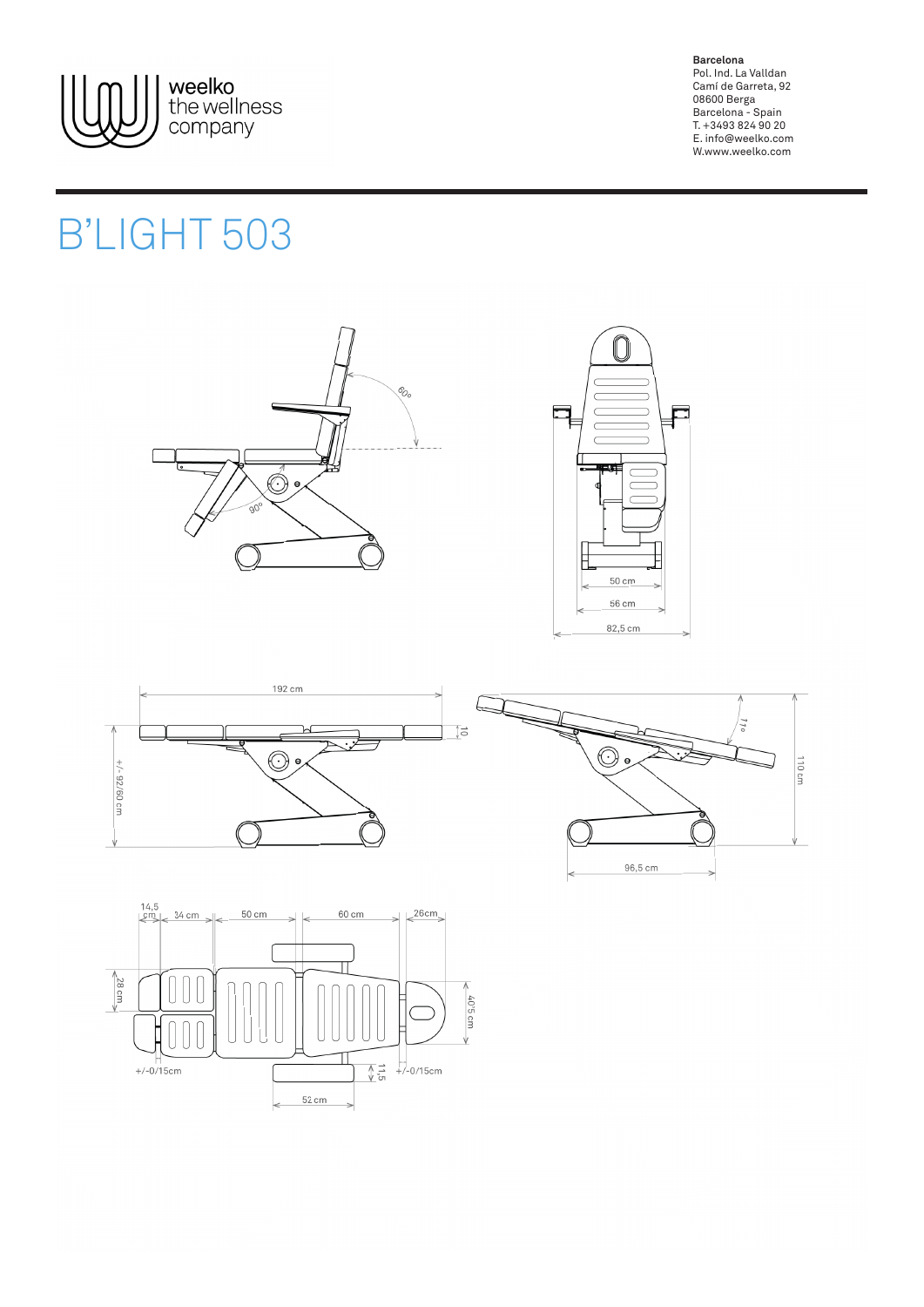**Barcelona**
Pol. Ind. La Valldan
Camí de Garreta, 92
08600 Berga
Barcelona - Spain
T. +3493 824 90 20
E. info@weelko.com
W.www.weelko.com

# B'LIGHT 503

60°

90°

50 cm

56 cm

82,5 cm

192 cm

10

+/- 92/60 cm

71°

110 cm

96,5 cm

14,5 cm

34 cm

50 cm

60 cm

26cm

28 cm

40'5 cm

+/-0/15cm

11,5

+/-0/15cm

52 cm